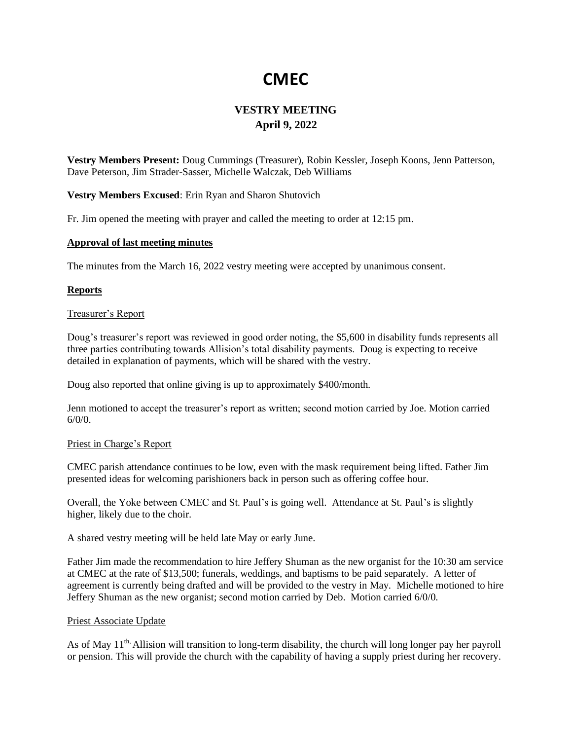# CMEC

## VESTRY MEETING
## April 9, 2022

**Vestry Members Present:** Doug Cummings (Treasurer), Robin Kessler, Joseph Koons, Jenn Patterson, Dave Peterson, Jim Strader-Sasser, Michelle Walczak, Deb Williams

**Vestry Members Excused**: Erin Ryan and Sharon Shutovich

Fr. Jim opened the meeting with prayer and called the meeting to order at 12:15 pm.

**Approval of last meeting minutes**

The minutes from the March 16, 2022 vestry meeting were accepted by unanimous consent.

**Reports**

Treasurer's Report

Doug's treasurer's report was reviewed in good order noting, the $5,600 in disability funds represents all three parties contributing towards Allision's total disability payments. Doug is expecting to receive detailed in explanation of payments, which will be shared with the vestry.

Doug also reported that online giving is up to approximately $400/month.

Jenn motioned to accept the treasurer's report as written; second motion carried by Joe. Motion carried 6/0/0.

Priest in Charge's Report

CMEC parish attendance continues to be low, even with the mask requirement being lifted. Father Jim presented ideas for welcoming parishioners back in person such as offering coffee hour.

Overall, the Yoke between CMEC and St. Paul's is going well. Attendance at St. Paul's is slightly higher, likely due to the choir.

A shared vestry meeting will be held late May or early June.

Father Jim made the recommendation to hire Jeffery Shuman as the new organist for the 10:30 am service at CMEC at the rate of $13,500; funerals, weddings, and baptisms to be paid separately. A letter of agreement is currently being drafted and will be provided to the vestry in May. Michelle motioned to hire Jeffery Shuman as the new organist; second motion carried by Deb. Motion carried 6/0/0.

Priest Associate Update

As of May 11th, Allision will transition to long-term disability, the church will long longer pay her payroll or pension. This will provide the church with the capability of having a supply priest during her recovery.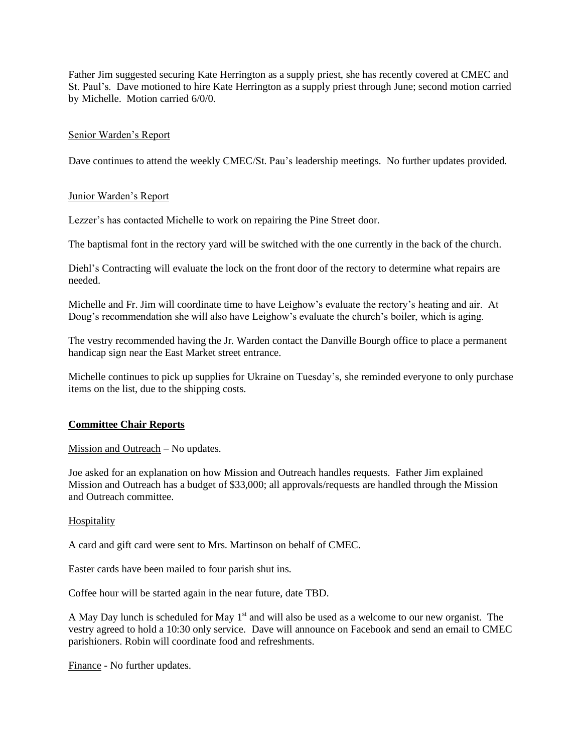Father Jim suggested securing Kate Herrington as a supply priest, she has recently covered at CMEC and St. Paul's. Dave motioned to hire Kate Herrington as a supply priest through June; second motion carried by Michelle. Motion carried 6/0/0.

Senior Warden's Report

Dave continues to attend the weekly CMEC/St. Pau's leadership meetings. No further updates provided.

Junior Warden's Report

Lezzer's has contacted Michelle to work on repairing the Pine Street door.

The baptismal font in the rectory yard will be switched with the one currently in the back of the church.

Diehl's Contracting will evaluate the lock on the front door of the rectory to determine what repairs are needed.

Michelle and Fr. Jim will coordinate time to have Leighow's evaluate the rectory's heating and air. At Doug's recommendation she will also have Leighow's evaluate the church's boiler, which is aging.

The vestry recommended having the Jr. Warden contact the Danville Bourgh office to place a permanent handicap sign near the East Market street entrance.

Michelle continues to pick up supplies for Ukraine on Tuesday's, she reminded everyone to only purchase items on the list, due to the shipping costs.

**Committee Chair Reports**

Mission and Outreach – No updates.

Joe asked for an explanation on how Mission and Outreach handles requests. Father Jim explained Mission and Outreach has a budget of $33,000; all approvals/requests are handled through the Mission and Outreach committee.

Hospitality

A card and gift card were sent to Mrs. Martinson on behalf of CMEC.

Easter cards have been mailed to four parish shut ins.

Coffee hour will be started again in the near future, date TBD.

A May Day lunch is scheduled for May 1st and will also be used as a welcome to our new organist. The vestry agreed to hold a 10:30 only service. Dave will announce on Facebook and send an email to CMEC parishioners. Robin will coordinate food and refreshments.

Finance - No further updates.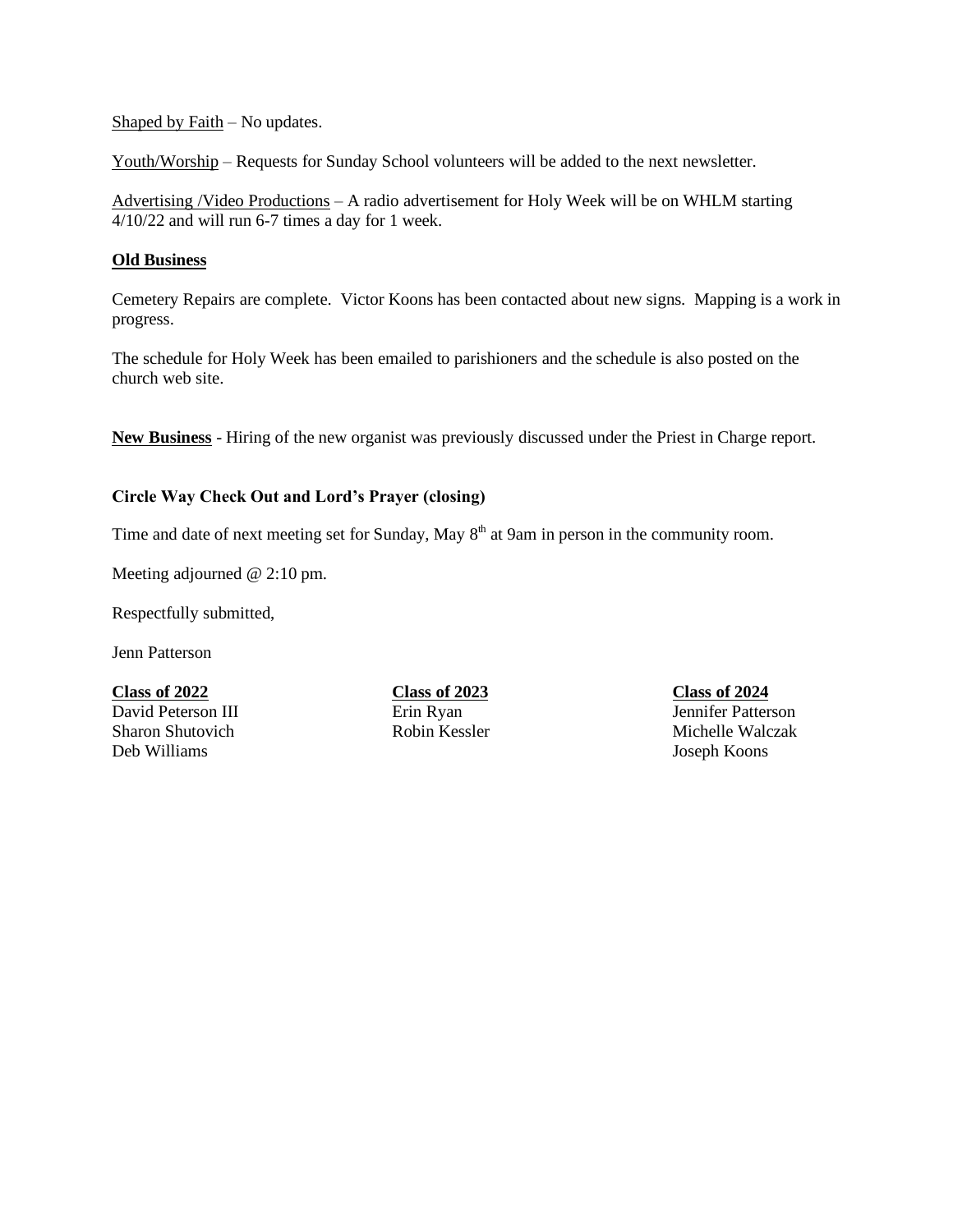Shaped by Faith – No updates.

Youth/Worship – Requests for Sunday School volunteers will be added to the next newsletter.

Advertising /Video Productions – A radio advertisement for Holy Week will be on WHLM starting 4/10/22 and will run 6-7 times a day for 1 week.

**Old Business**

Cemetery Repairs are complete. Victor Koons has been contacted about new signs. Mapping is a work in progress.

The schedule for Holy Week has been emailed to parishioners and the schedule is also posted on the church web site.

**New Business** - Hiring of the new organist was previously discussed under the Priest in Charge report.

**Circle Way Check Out and Lord's Prayer (closing)**

Time and date of next meeting set for Sunday, May 8th at 9am in person in the community room.

Meeting adjourned @ 2:10 pm.

Respectfully submitted,

Jenn Patterson

| Class of 2022 | Class of 2023 | Class of 2024 |
|---|---|---|
| David Peterson III | Erin Ryan | Jennifer Patterson |
| Sharon Shutovich | Robin Kessler | Michelle Walczak |
| Deb Williams | | Joseph Koons |